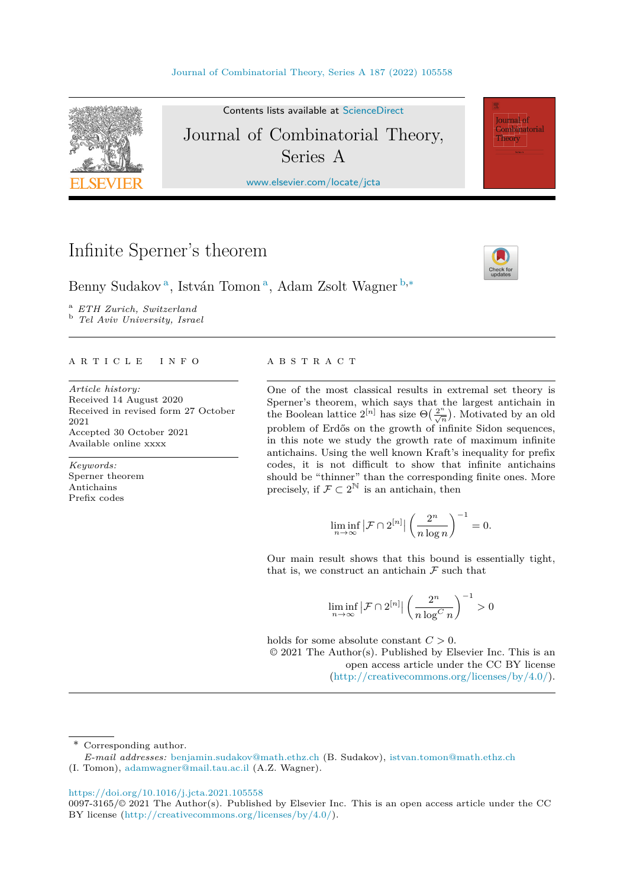Contents lists available at ScienceDirect

# Journal of Combinatorial Theory, Series A

www.elsevier.com/locate/jcta

# Infinite Sperner's theorem

Benny Sudakov [a], István Tomon [a], Adam Zsolt Wagner [b,*]

[a] *ETH Zurich, Switzerland*
[b] *Tel Aviv University, Israel*

## ARTICLE INFO

*Article history:*
Received 14 August 2020
Received in revised form 27 October 2021
Accepted 30 October 2021
Available online xxxx

*Keywords:*
Sperner theorem
Antichains
Prefix codes

## ABSTRACT

One of the most classical results in extremal set theory is Sperner's theorem, which says that the largest antichain in the Boolean lattice $2^{[n]}$ has size $\Theta(\frac{2^n}{\sqrt{n}})$. Motivated by an old problem of Erdős on the growth of infinite Sidon sequences, in this note we study the growth rate of maximum infinite antichains. Using the well known Kraft's inequality for prefix codes, it is not difficult to show that infinite antichains should be "thinner" than the corresponding finite ones. More precisely, if $\mathcal{F} \subset 2^{\mathbb{N}}$ is an antichain, then

$$\liminf_{n\to\infty} \left|\mathcal{F} \cap 2^{[n]}\right| \left(\frac{2^n}{n\log n}\right)^{-1} = 0.$$

Our main result shows that this bound is essentially tight, that is, we construct an antichain $\mathcal{F}$ such that

$$\liminf_{n\to\infty} \left|\mathcal{F} \cap 2^{[n]}\right| \left(\frac{2^n}{n\log^C n}\right)^{-1} > 0$$

holds for some absolute constant $C > 0$.

© 2021 The Author(s). Published by Elsevier Inc. This is an open access article under the CC BY license (http://creativecommons.org/licenses/by/4.0/).

---

\* Corresponding author.
*E-mail addresses:* benjamin.sudakov@math.ethz.ch (B. Sudakov), istvan.tomon@math.ethz.ch (I. Tomon), adamwagner@mail.tau.ac.il (A.Z. Wagner).

https://doi.org/10.1016/j.jcta.2021.105558
0097-3165/© 2021 The Author(s). Published by Elsevier Inc. This is an open access article under the CC BY license (http://creativecommons.org/licenses/by/4.0/).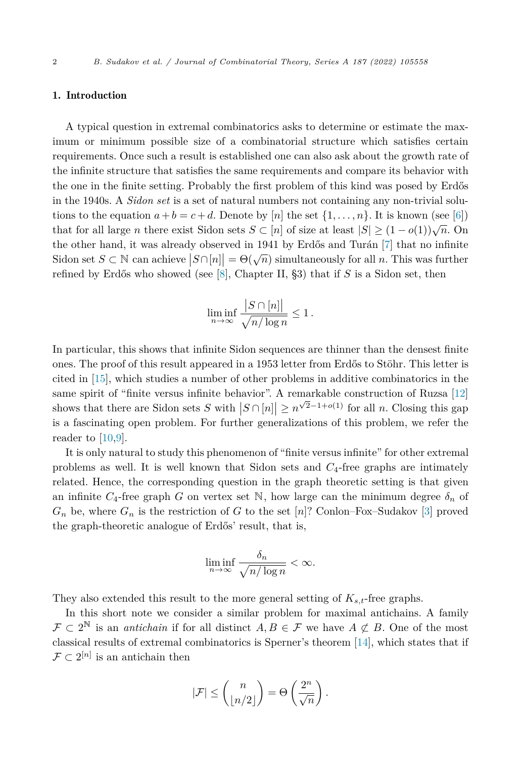## 1. Introduction

A typical question in extremal combinatorics asks to determine or estimate the maximum or minimum possible size of a combinatorial structure which satisfies certain requirements. Once such a result is established one can also ask about the growth rate of the infinite structure that satisfies the same requirements and compare its behavior with the one in the finite setting. Probably the first problem of this kind was posed by Erdős in the 1940s. A *Sidon set* is a set of natural numbers not containing any non-trivial solutions to the equation $a+b=c+d$. Denote by $[n]$ the set $\{1,\dots,n\}$. It is known (see [6]) that for all large $n$ there exist Sidon sets $S \subset [n]$ of size at least $|S| \geq (1-o(1))\sqrt{n}$. On the other hand, it was already observed in 1941 by Erdős and Turán [7] that no infinite Sidon set $S \subset \mathbb{N}$ can achieve $\left|S \cap [n]\right| = \Theta(\sqrt{n})$ simultaneously for all $n$. This was further refined by Erdős who showed (see [8], Chapter II, §3) that if $S$ is a Sidon set, then

$$\liminf_{n\to\infty} \frac{\left|S\cap[n]\right|}{\sqrt{n/\log n}} \leq 1\,.$$

In particular, this shows that infinite Sidon sequences are thinner than the densest finite ones. The proof of this result appeared in a 1953 letter from Erdős to Stöhr. This letter is cited in [15], which studies a number of other problems in additive combinatorics in the same spirit of "finite versus infinite behavior". A remarkable construction of Ruzsa [12] shows that there are Sidon sets $S$ with $\left|S\cap[n]\right| \geq n^{\sqrt{2}-1+o(1)}$ for all $n$. Closing this gap is a fascinating open problem. For further generalizations of this problem, we refer the reader to [10,9].

It is only natural to study this phenomenon of "finite versus infinite" for other extremal problems as well. It is well known that Sidon sets and $C_4$-free graphs are intimately related. Hence, the corresponding question in the graph theoretic setting is that given an infinite $C_4$-free graph $G$ on vertex set $\mathbb{N}$, how large can the minimum degree $\delta_n$ of $G_n$ be, where $G_n$ is the restriction of $G$ to the set $[n]$? Conlon–Fox–Sudakov [3] proved the graph-theoretic analogue of Erdős' result, that is,

$$\liminf_{n\to\infty} \frac{\delta_n}{\sqrt{n/\log n}} < \infty.$$

They also extended this result to the more general setting of $K_{s,t}$-free graphs.

In this short note we consider a similar problem for maximal antichains. A family $\mathcal{F} \subset 2^{\mathbb{N}}$ is an *antichain* if for all distinct $A, B \in \mathcal{F}$ we have $A \not\subset B$. One of the most classical results of extremal combinatorics is Sperner's theorem [14], which states that if $\mathcal{F} \subset 2^{[n]}$ is an antichain then

$$|\mathcal{F}| \leq \binom{n}{\lfloor n/2 \rfloor} = \Theta\left(\frac{2^n}{\sqrt{n}}\right).$$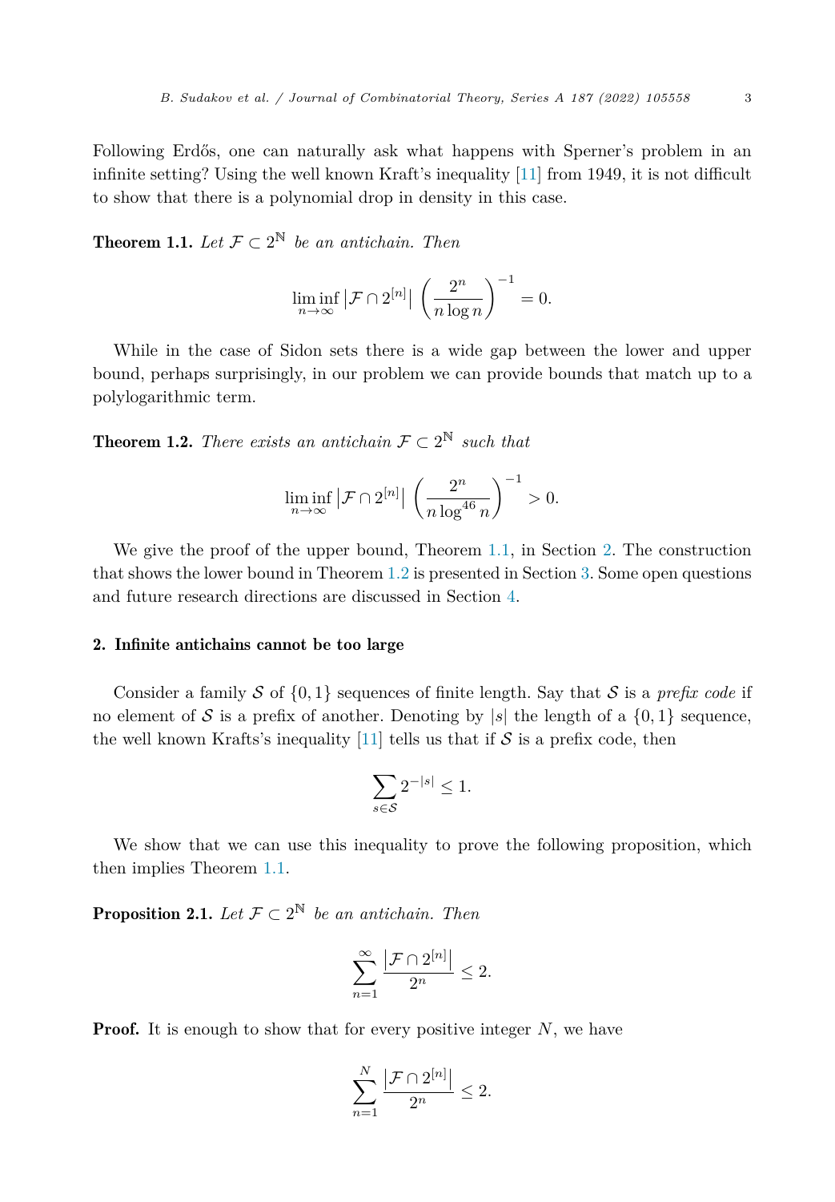Following Erdős, one can naturally ask what happens with Sperner's problem in an infinite setting? Using the well known Kraft's inequality [11] from 1949, it is not difficult to show that there is a polynomial drop in density in this case.

**Theorem 1.1.** *Let $\mathcal{F} \subset 2^{\mathbb{N}}$ be an antichain. Then*

$$\liminf_{n\to\infty} \left|\mathcal{F} \cap 2^{[n]}\right| \left(\frac{2^n}{n \log n}\right)^{-1} = 0.$$

While in the case of Sidon sets there is a wide gap between the lower and upper bound, perhaps surprisingly, in our problem we can provide bounds that match up to a polylogarithmic term.

**Theorem 1.2.** *There exists an antichain $\mathcal{F} \subset 2^{\mathbb{N}}$ such that*

$$\liminf_{n\to\infty} \left|\mathcal{F} \cap 2^{[n]}\right| \left(\frac{2^n}{n \log^{46} n}\right)^{-1} > 0.$$

We give the proof of the upper bound, Theorem 1.1, in Section 2. The construction that shows the lower bound in Theorem 1.2 is presented in Section 3. Some open questions and future research directions are discussed in Section 4.

## 2. Infinite antichains cannot be too large

Consider a family $\mathcal{S}$ of $\{0,1\}$ sequences of finite length. Say that $\mathcal{S}$ is a *prefix code* if no element of $\mathcal{S}$ is a prefix of another. Denoting by $|s|$ the length of a $\{0,1\}$ sequence, the well known Krafts's inequality [11] tells us that if $\mathcal{S}$ is a prefix code, then

$$\sum_{s\in\mathcal{S}} 2^{-|s|} \leq 1.$$

We show that we can use this inequality to prove the following proposition, which then implies Theorem 1.1.

**Proposition 2.1.** *Let $\mathcal{F} \subset 2^{\mathbb{N}}$ be an antichain. Then*

$$\sum_{n=1}^{\infty} \frac{\left|\mathcal{F} \cap 2^{[n]}\right|}{2^n} \leq 2.$$

**Proof.** It is enough to show that for every positive integer $N$, we have

$$\sum_{n=1}^{N} \frac{\left|\mathcal{F} \cap 2^{[n]}\right|}{2^n} \leq 2.$$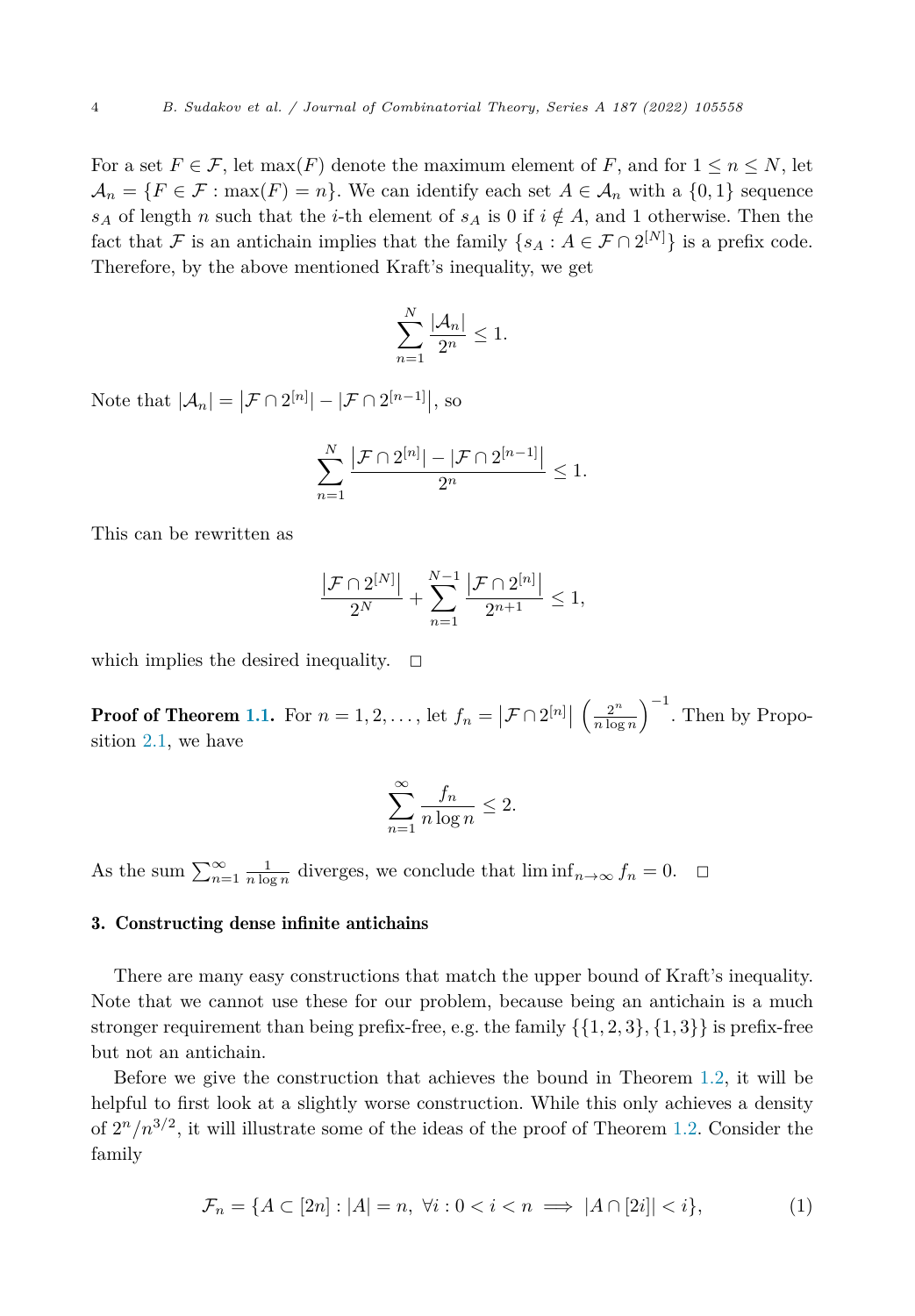For a set $F \in \mathcal{F}$, let $\max(F)$ denote the maximum element of $F$, and for $1 \le n \le N$, let $\mathcal{A}_n = \{F \in \mathcal{F} : \max(F) = n\}$. We can identify each set $A \in \mathcal{A}_n$ with a $\{0,1\}$ sequence $s_A$ of length $n$ such that the $i$-th element of $s_A$ is 0 if $i \notin A$, and 1 otherwise. Then the fact that $\mathcal{F}$ is an antichain implies that the family $\{s_A : A \in \mathcal{F} \cap 2^{[N]}\}$ is a prefix code. Therefore, by the above mentioned Kraft's inequality, we get

$$\sum_{n=1}^{N} \frac{|\mathcal{A}_n|}{2^n} \le 1.$$

Note that $|\mathcal{A}_n| = \left|\mathcal{F} \cap 2^{[n]}\right| - \left|\mathcal{F} \cap 2^{[n-1]}\right|$, so

$$\sum_{n=1}^{N} \frac{\left|\mathcal{F} \cap 2^{[n]}\right| - \left|\mathcal{F} \cap 2^{[n-1]}\right|}{2^n} \le 1.$$

This can be rewritten as

$$\frac{\left|\mathcal{F} \cap 2^{[N]}\right|}{2^N} + \sum_{n=1}^{N-1} \frac{\left|\mathcal{F} \cap 2^{[n]}\right|}{2^{n+1}} \le 1,$$

which implies the desired inequality. $\square$

**Proof of Theorem 1.1.** For $n = 1, 2, \ldots$, let $f_n = \left|\mathcal{F} \cap 2^{[n]}\right| \left(\frac{2^n}{n \log n}\right)^{-1}$. Then by Proposition 2.1, we have

$$\sum_{n=1}^{\infty} \frac{f_n}{n \log n} \le 2.$$

As the sum $\sum_{n=1}^{\infty} \frac{1}{n \log n}$ diverges, we conclude that $\liminf_{n \to \infty} f_n = 0$. $\square$

## 3. Constructing dense infinite antichains

There are many easy constructions that match the upper bound of Kraft's inequality. Note that we cannot use these for our problem, because being an antichain is a much stronger requirement than being prefix-free, e.g. the family $\{\{1,2,3\},\{1,3\}\}$ is prefix-free but not an antichain.

Before we give the construction that achieves the bound in Theorem 1.2, it will be helpful to first look at a slightly worse construction. While this only achieves a density of $2^n/n^{3/2}$, it will illustrate some of the ideas of the proof of Theorem 1.2. Consider the family

$$\mathcal{F}_n = \{A \subset [2n] : |A| = n,\ \forall i : 0 < i < n \implies |A \cap [2i]| < i\}, \tag{1}$$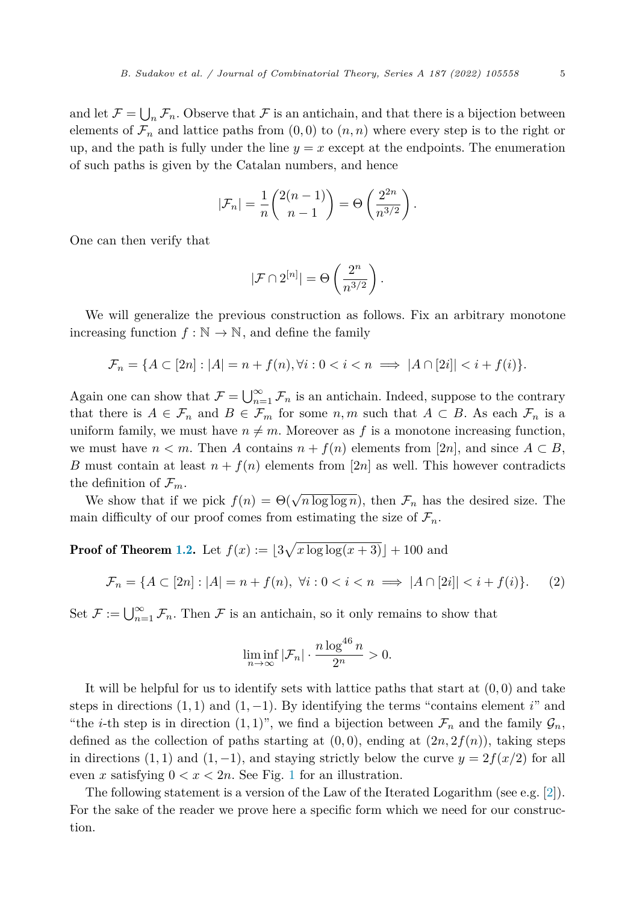and let $\mathcal{F} = \bigcup_n \mathcal{F}_n$. Observe that $\mathcal{F}$ is an antichain, and that there is a bijection between elements of $\mathcal{F}_n$ and lattice paths from $(0,0)$ to $(n,n)$ where every step is to the right or up, and the path is fully under the line $y = x$ except at the endpoints. The enumeration of such paths is given by the Catalan numbers, and hence

$$|\mathcal{F}_n| = \frac{1}{n}\binom{2(n-1)}{n-1} = \Theta\left(\frac{2^{2n}}{n^{3/2}}\right).$$

One can then verify that

$$|\mathcal{F} \cap 2^{[n]}| = \Theta\left(\frac{2^n}{n^{3/2}}\right).$$

We will generalize the previous construction as follows. Fix an arbitrary monotone increasing function $f : \mathbb{N} \to \mathbb{N}$, and define the family

$$\mathcal{F}_n = \{A \subset [2n] : |A| = n + f(n), \forall i : 0 < i < n \implies |A \cap [2i]| < i + f(i)\}.$$

Again one can show that $\mathcal{F} = \bigcup_{n=1}^{\infty} \mathcal{F}_n$ is an antichain. Indeed, suppose to the contrary that there is $A \in \mathcal{F}_n$ and $B \in \mathcal{F}_m$ for some $n, m$ such that $A \subset B$. As each $\mathcal{F}_n$ is a uniform family, we must have $n \neq m$. Moreover as $f$ is a monotone increasing function, we must have $n < m$. Then $A$ contains $n + f(n)$ elements from $[2n]$, and since $A \subset B$, $B$ must contain at least $n + f(n)$ elements from $[2n]$ as well. This however contradicts the definition of $\mathcal{F}_m$.

We show that if we pick $f(n) = \Theta(\sqrt{n \log\log n})$, then $\mathcal{F}_n$ has the desired size. The main difficulty of our proof comes from estimating the size of $\mathcal{F}_n$.

**Proof of Theorem 1.2.** Let $f(x) := \lfloor 3\sqrt{x \log\log(x+3)} \rfloor + 100$ and

$$\mathcal{F}_n = \{A \subset [2n] : |A| = n + f(n),\ \forall i : 0 < i < n \implies |A \cap [2i]| < i + f(i)\}. \tag{2}$$

Set $\mathcal{F} := \bigcup_{n=1}^{\infty} \mathcal{F}_n$. Then $\mathcal{F}$ is an antichain, so it only remains to show that

$$\liminf_{n \to \infty} |\mathcal{F}_n| \cdot \frac{n \log^{46} n}{2^n} > 0.$$

It will be helpful for us to identify sets with lattice paths that start at $(0,0)$ and take steps in directions $(1,1)$ and $(1,-1)$. By identifying the terms "contains element $i$" and "the $i$-th step is in direction $(1,1)$", we find a bijection between $\mathcal{F}_n$ and the family $\mathcal{G}_n$, defined as the collection of paths starting at $(0,0)$, ending at $(2n, 2f(n))$, taking steps in directions $(1,1)$ and $(1,-1)$, and staying strictly below the curve $y = 2f(x/2)$ for all even $x$ satisfying $0 < x < 2n$. See Fig. 1 for an illustration.

The following statement is a version of the Law of the Iterated Logarithm (see e.g. [2]). For the sake of the reader we prove here a specific form which we need for our construction.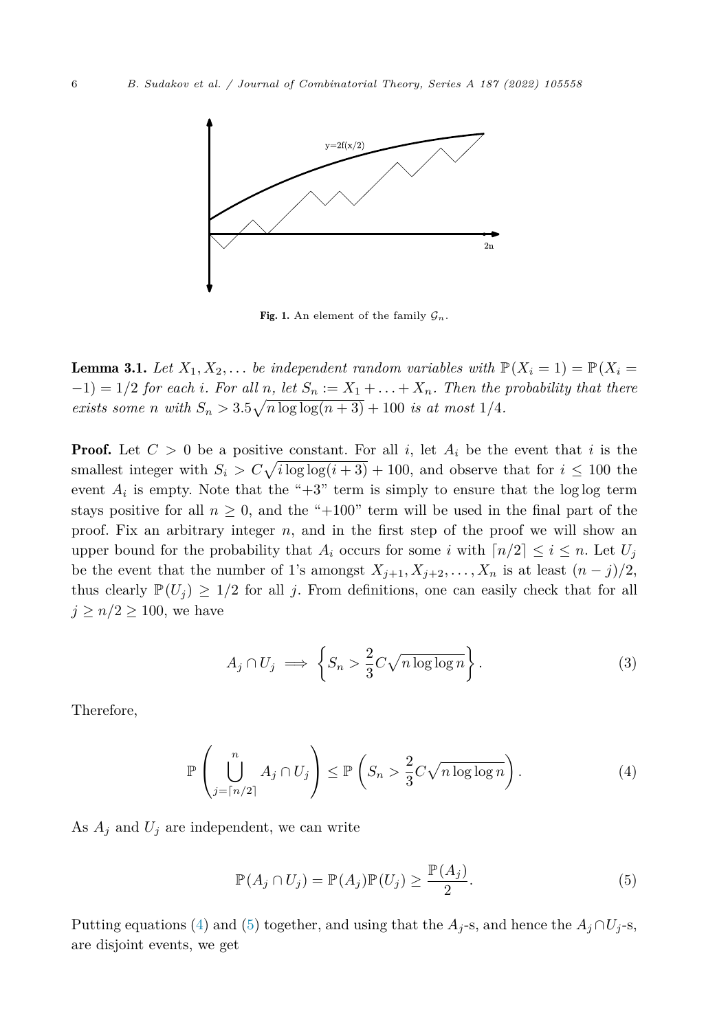Fig. 1. An element of the family $\mathcal{G}_n$.

**Lemma 3.1.** *Let $X_1, X_2, \ldots$ be independent random variables with $\mathbb{P}(X_i = 1) = \mathbb{P}(X_i = -1) = 1/2$ for each $i$. For all $n$, let $S_n := X_1 + \ldots + X_n$. Then the probability that there exists some $n$ with $S_n > 3.5\sqrt{n \log\log(n+3)} + 100$ is at most $1/4$.*

**Proof.** Let $C > 0$ be a positive constant. For all $i$, let $A_i$ be the event that $i$ is the smallest integer with $S_i > C\sqrt{i \log\log(i+3)} + 100$, and observe that for $i \leq 100$ the event $A_i$ is empty. Note that the "+3" term is simply to ensure that the log log term stays positive for all $n \geq 0$, and the "+100" term will be used in the final part of the proof. Fix an arbitrary integer $n$, and in the first step of the proof we will show an upper bound for the probability that $A_i$ occurs for some $i$ with $\lceil n/2 \rceil \leq i \leq n$. Let $U_j$ be the event that the number of 1's amongst $X_{j+1}, X_{j+2}, \ldots, X_n$ is at least $(n-j)/2$, thus clearly $\mathbb{P}(U_j) \geq 1/2$ for all $j$. From definitions, one can easily check that for all $j \geq n/2 \geq 100$, we have

$$A_j \cap U_j \implies \left\{ S_n > \frac{2}{3} C \sqrt{n \log\log n} \right\}. \tag{3}$$

Therefore,

$$\mathbb{P}\left( \bigcup_{j=\lceil n/2 \rceil}^{n} A_j \cap U_j \right) \leq \mathbb{P}\left( S_n > \frac{2}{3} C \sqrt{n \log\log n} \right). \tag{4}$$

As $A_j$ and $U_j$ are independent, we can write

$$\mathbb{P}(A_j \cap U_j) = \mathbb{P}(A_j)\mathbb{P}(U_j) \geq \frac{\mathbb{P}(A_j)}{2}. \tag{5}$$

Putting equations (4) and (5) together, and using that the $A_j$-s, and hence the $A_j \cap U_j$-s, are disjoint events, we get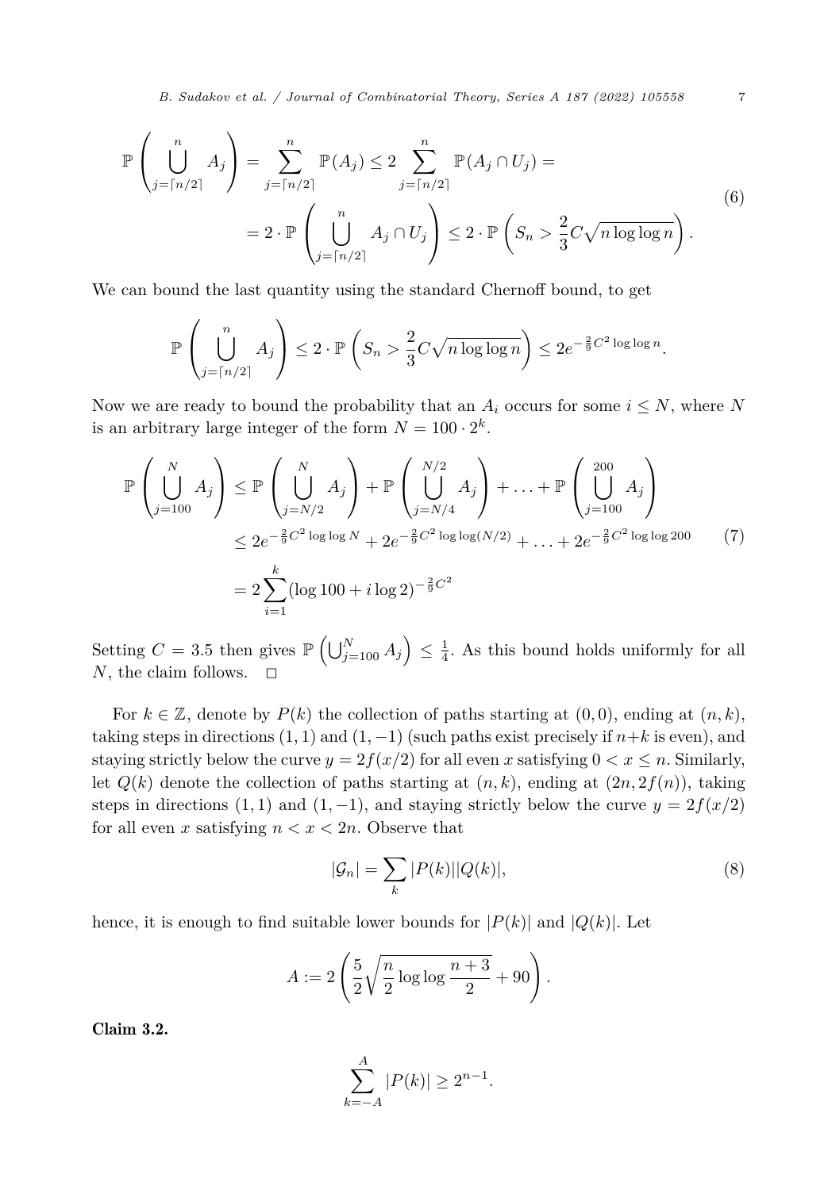$$
\begin{aligned}
\mathbb{P}\left(\bigcup_{j=\lceil n/2\rceil}^{n} A_j\right) &= \sum_{j=\lceil n/2\rceil}^{n} \mathbb{P}(A_j) \leq 2 \sum_{j=\lceil n/2\rceil}^{n} \mathbb{P}(A_j \cap U_j) = \\
&= 2 \cdot \mathbb{P}\left(\bigcup_{j=\lceil n/2\rceil}^{n} A_j \cap U_j\right) \leq 2 \cdot \mathbb{P}\left(S_n > \frac{2}{3} C \sqrt{n \log\log n}\right).
\end{aligned} \tag{6}
$$

We can bound the last quantity using the standard Chernoff bound, to get

$$
\mathbb{P}\left(\bigcup_{j=\lceil n/2\rceil}^{n} A_j\right) \leq 2 \cdot \mathbb{P}\left(S_n > \frac{2}{3} C \sqrt{n \log\log n}\right) \leq 2e^{-\frac{2}{9}C^2 \log\log n}.
$$

Now we are ready to bound the probability that an $A_i$ occurs for some $i \leq N$, where $N$ is an arbitrary large integer of the form $N = 100 \cdot 2^k$.

$$
\begin{aligned}
\mathbb{P}\left(\bigcup_{j=100}^{N} A_j\right) &\leq \mathbb{P}\left(\bigcup_{j=N/2}^{N} A_j\right) + \mathbb{P}\left(\bigcup_{j=N/4}^{N/2} A_j\right) + \ldots + \mathbb{P}\left(\bigcup_{j=100}^{200} A_j\right) \\
&\leq 2e^{-\frac{2}{9}C^2 \log\log N} + 2e^{-\frac{2}{9}C^2 \log\log(N/2)} + \ldots + 2e^{-\frac{2}{9}C^2 \log\log 200} \\
&= 2\sum_{i=1}^{k} (\log 100 + i \log 2)^{-\frac{2}{9}C^2}
\end{aligned} \tag{7}
$$

Setting $C = 3.5$ then gives $\mathbb{P}\left(\bigcup_{j=100}^{N} A_j\right) \leq \frac{1}{4}$. As this bound holds uniformly for all $N$, the claim follows. $\square$

For $k \in \mathbb{Z}$, denote by $P(k)$ the collection of paths starting at $(0,0)$, ending at $(n,k)$, taking steps in directions $(1,1)$ and $(1,-1)$ (such paths exist precisely if $n+k$ is even), and staying strictly below the curve $y = 2f(x/2)$ for all even $x$ satisfying $0 < x \leq n$. Similarly, let $Q(k)$ denote the collection of paths starting at $(n,k)$, ending at $(2n, 2f(n))$, taking steps in directions $(1,1)$ and $(1,-1)$, and staying strictly below the curve $y = 2f(x/2)$ for all even $x$ satisfying $n < x < 2n$. Observe that

$$
|\mathcal{G}_n| = \sum_k |P(k)||Q(k)|, \tag{8}
$$

hence, it is enough to find suitable lower bounds for $|P(k)|$ and $|Q(k)|$. Let

$$
A := 2\left(\frac{5}{2}\sqrt{\frac{n}{2}\log\log\frac{n+3}{2}} + 90\right).
$$

**Claim 3.2.**

$$
\sum_{k=-A}^{A} |P(k)| \geq 2^{n-1}.
$$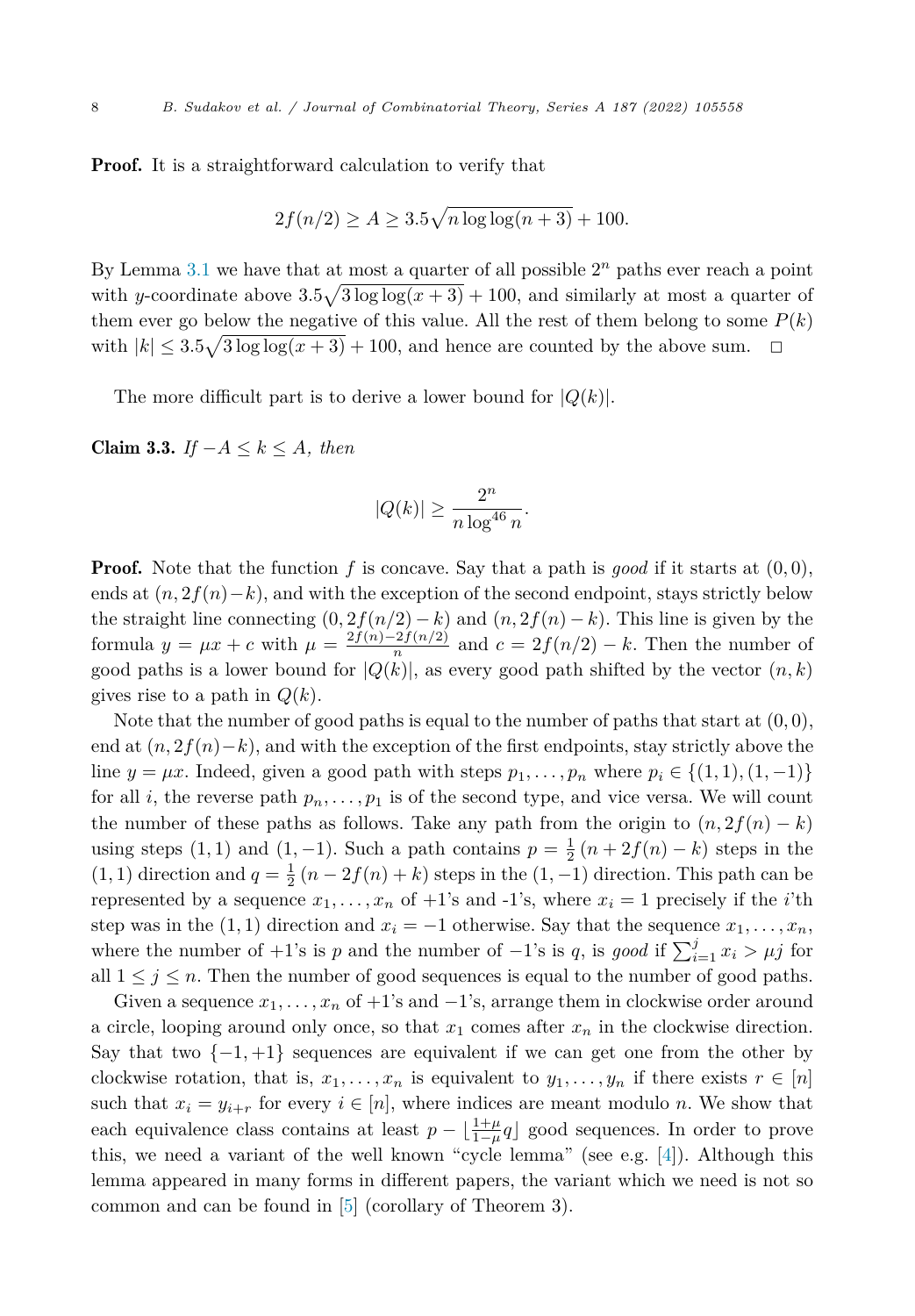**Proof.** It is a straightforward calculation to verify that

$$2f(n/2) \geq A \geq 3.5\sqrt{n \log\log(n+3)} + 100.$$

By Lemma 3.1 we have that at most a quarter of all possible $2^n$ paths ever reach a point with $y$-coordinate above $3.5\sqrt{3\log\log(x+3)} + 100$, and similarly at most a quarter of them ever go below the negative of this value. All the rest of them belong to some $P(k)$ with $|k| \leq 3.5\sqrt{3\log\log(x+3)} + 100$, and hence are counted by the above sum. $\square$

The more difficult part is to derive a lower bound for $|Q(k)|$.

**Claim 3.3.** *If $-A \leq k \leq A$, then*

$$|Q(k)| \geq \frac{2^n}{n \log^{46} n}.$$

**Proof.** Note that the function $f$ is concave. Say that a path is *good* if it starts at $(0,0)$, ends at $(n, 2f(n)-k)$, and with the exception of the second endpoint, stays strictly below the straight line connecting $(0, 2f(n/2)-k)$ and $(n, 2f(n)-k)$. This line is given by the formula $y = \mu x + c$ with $\mu = \frac{2f(n)-2f(n/2)}{n}$ and $c = 2f(n/2) - k$. Then the number of good paths is a lower bound for $|Q(k)|$, as every good path shifted by the vector $(n, k)$ gives rise to a path in $Q(k)$.

Note that the number of good paths is equal to the number of paths that start at $(0,0)$, end at $(n, 2f(n)-k)$, and with the exception of the first endpoints, stay strictly above the line $y = \mu x$. Indeed, given a good path with steps $p_1, \ldots, p_n$ where $p_i \in \{(1,1), (1,-1)\}$ for all $i$, the reverse path $p_n, \ldots, p_1$ is of the second type, and vice versa. We will count the number of these paths as follows. Take any path from the origin to $(n, 2f(n)-k)$ using steps $(1,1)$ and $(1,-1)$. Such a path contains $p = \frac{1}{2}(n + 2f(n) - k)$ steps in the $(1,1)$ direction and $q = \frac{1}{2}(n - 2f(n) + k)$ steps in the $(1,-1)$ direction. This path can be represented by a sequence $x_1, \ldots, x_n$ of +1's and -1's, where $x_i = 1$ precisely if the $i$'th step was in the $(1,1)$ direction and $x_i = -1$ otherwise. Say that the sequence $x_1, \ldots, x_n$, where the number of +1's is $p$ and the number of $-1$'s is $q$, is *good* if $\sum_{i=1}^{j} x_i > \mu j$ for all $1 \leq j \leq n$. Then the number of good sequences is equal to the number of good paths.

Given a sequence $x_1, \ldots, x_n$ of +1's and $-1$'s, arrange them in clockwise order around a circle, looping around only once, so that $x_1$ comes after $x_n$ in the clockwise direction. Say that two $\{-1, +1\}$ sequences are equivalent if we can get one from the other by clockwise rotation, that is, $x_1, \ldots, x_n$ is equivalent to $y_1, \ldots, y_n$ if there exists $r \in [n]$ such that $x_i = y_{i+r}$ for every $i \in [n]$, where indices are meant modulo $n$. We show that each equivalence class contains at least $p - \lfloor \frac{1+\mu}{1-\mu} q \rfloor$ good sequences. In order to prove this, we need a variant of the well known "cycle lemma" (see e.g. [4]). Although this lemma appeared in many forms in different papers, the variant which we need is not so common and can be found in [5] (corollary of Theorem 3).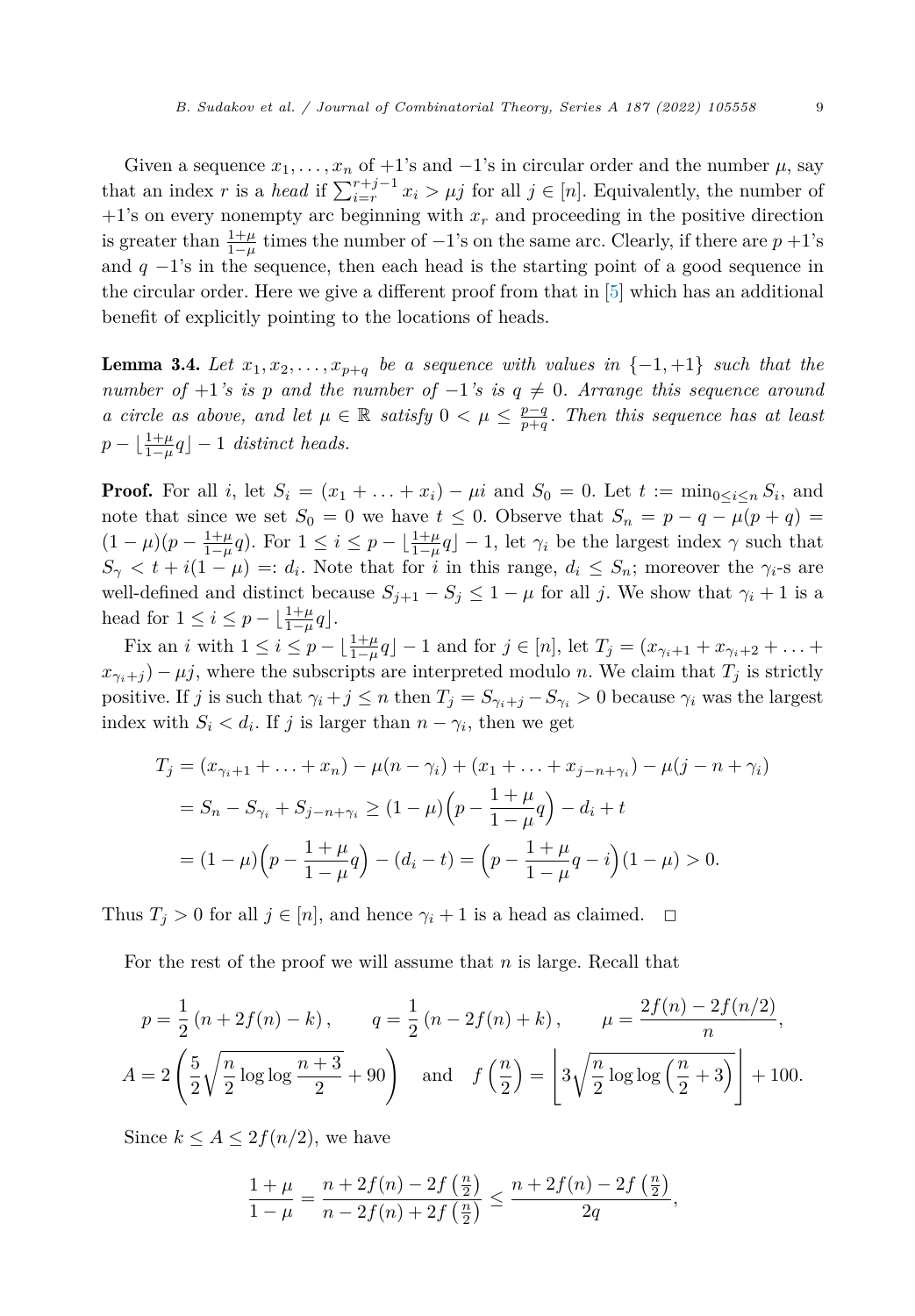Given a sequence $x_1, \dots, x_n$ of $+1$'s and $-1$'s in circular order and the number $\mu$, say that an index $r$ is a *head* if $\sum_{i=r}^{r+j-1} x_i > \mu j$ for all $j \in [n]$. Equivalently, the number of $+1$'s on every nonempty arc beginning with $x_r$ and proceeding in the positive direction is greater than $\frac{1+\mu}{1-\mu}$ times the number of $-1$'s on the same arc. Clearly, if there are $p$ $+1$'s and $q$ $-1$'s in the sequence, then each head is the starting point of a good sequence in the circular order. Here we give a different proof from that in [5] which has an additional benefit of explicitly pointing to the locations of heads.

**Lemma 3.4.** *Let $x_1, x_2, \dots, x_{p+q}$ be a sequence with values in $\{-1, +1\}$ such that the number of $+1$'s is $p$ and the number of $-1$'s is $q \neq 0$. Arrange this sequence around a circle as above, and let $\mu \in \mathbb{R}$ satisfy $0 < \mu \leq \frac{p-q}{p+q}$. Then this sequence has at least $p - \lfloor \frac{1+\mu}{1-\mu} q \rfloor - 1$ distinct heads.*

**Proof.** For all $i$, let $S_i = (x_1 + \dots + x_i) - \mu i$ and $S_0 = 0$. Let $t := \min_{0 \leq i \leq n} S_i$, and note that since we set $S_0 = 0$ we have $t \leq 0$. Observe that $S_n = p - q - \mu(p+q) = (1-\mu)(p - \frac{1+\mu}{1-\mu} q)$. For $1 \leq i \leq p - \lfloor \frac{1+\mu}{1-\mu} q \rfloor - 1$, let $\gamma_i$ be the largest index $\gamma$ such that $S_\gamma < t + i(1-\mu) =: d_i$. Note that for $i$ in this range, $d_i \leq S_n$; moreover the $\gamma_i$-s are well-defined and distinct because $S_{j+1} - S_j \leq 1 - \mu$ for all $j$. We show that $\gamma_i + 1$ is a head for $1 \leq i \leq p - \lfloor \frac{1+\mu}{1-\mu} q \rfloor$.

Fix an $i$ with $1 \leq i \leq p - \lfloor \frac{1+\mu}{1-\mu} q \rfloor - 1$ and for $j \in [n]$, let $T_j = (x_{\gamma_i+1} + x_{\gamma_i+2} + \dots + x_{\gamma_i+j}) - \mu j$, where the subscripts are interpreted modulo $n$. We claim that $T_j$ is strictly positive. If $j$ is such that $\gamma_i + j \leq n$ then $T_j = S_{\gamma_i+j} - S_{\gamma_i} > 0$ because $\gamma_i$ was the largest index with $S_i < d_i$. If $j$ is larger than $n - \gamma_i$, then we get

$$
\begin{aligned}
T_j &= (x_{\gamma_i+1} + \dots + x_n) - \mu(n - \gamma_i) + (x_1 + \dots + x_{j-n+\gamma_i}) - \mu(j - n + \gamma_i) \\
&= S_n - S_{\gamma_i} + S_{j-n+\gamma_i} \geq (1-\mu)\Big(p - \frac{1+\mu}{1-\mu} q\Big) - d_i + t \\
&= (1-\mu)\Big(p - \frac{1+\mu}{1-\mu} q\Big) - (d_i - t) = \Big(p - \frac{1+\mu}{1-\mu} q - i\Big)(1-\mu) > 0.
\end{aligned}
$$

Thus $T_j > 0$ for all $j \in [n]$, and hence $\gamma_i + 1$ is a head as claimed. $\square$

For the rest of the proof we will assume that $n$ is large. Recall that

$$
p = \frac{1}{2}\left(n + 2f(n) - k\right), \qquad q = \frac{1}{2}\left(n - 2f(n) + k\right), \qquad \mu = \frac{2f(n) - 2f(n/2)}{n},
$$

$$
A = 2\left(\frac{5}{2}\sqrt{\frac{n}{2}\log\log\frac{n+3}{2}} + 90\right) \quad \text{and} \quad f\left(\frac{n}{2}\right) = \left\lfloor 3\sqrt{\frac{n}{2}\log\log\left(\frac{n}{2}+3\right)} \right\rfloor + 100.
$$

Since $k \leq A \leq 2f(n/2)$, we have

$$
\frac{1+\mu}{1-\mu} = \frac{n + 2f(n) - 2f\left(\frac{n}{2}\right)}{n - 2f(n) + 2f\left(\frac{n}{2}\right)} \leq \frac{n + 2f(n) - 2f\left(\frac{n}{2}\right)}{2q},
$$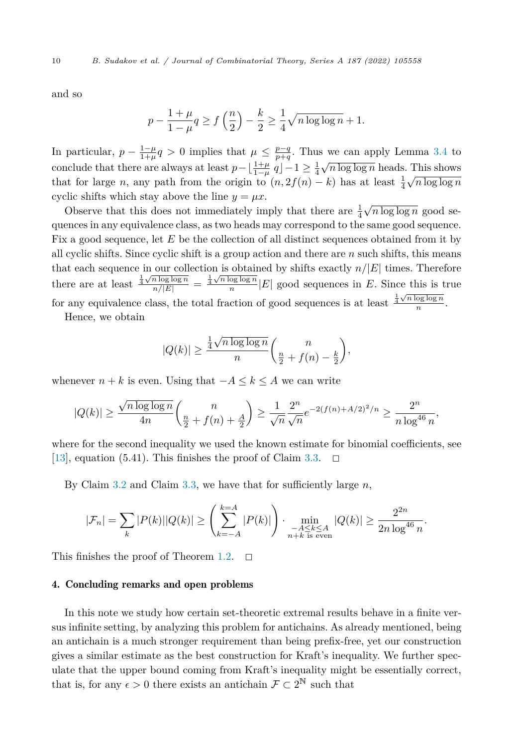and so

$$p - \frac{1+\mu}{1-\mu}q \geq f\left(\frac{n}{2}\right) - \frac{k}{2} \geq \frac{1}{4}\sqrt{n \log \log n} + 1.$$

In particular, $p - \frac{1-\mu}{1+\mu}q > 0$ implies that $\mu \leq \frac{p-q}{p+q}$. Thus we can apply Lemma 3.4 to conclude that there are always at least $p - \lfloor \frac{1+\mu}{1-\mu} q \rfloor - 1 \geq \frac{1}{4}\sqrt{n \log \log n}$ heads. This shows that for large $n$, any path from the origin to $(n, 2f(n) - k)$ has at least $\frac{1}{4}\sqrt{n \log \log n}$ cyclic shifts which stay above the line $y = \mu x$.

Observe that this does not immediately imply that there are $\frac{1}{4}\sqrt{n \log \log n}$ good sequences in any equivalence class, as two heads may correspond to the same good sequence. Fix a good sequence, let $E$ be the collection of all distinct sequences obtained from it by all cyclic shifts. Since cyclic shift is a group action and there are $n$ such shifts, this means that each sequence in our collection is obtained by shifts exactly $n/|E|$ times. Therefore there are at least $\frac{\frac{1}{4}\sqrt{n \log \log n}}{n/|E|} = \frac{\frac{1}{4}\sqrt{n \log \log n}}{n}|E|$ good sequences in $E$. Since this is true for any equivalence class, the total fraction of good sequences is at least $\frac{\frac{1}{4}\sqrt{n \log \log n}}{n}$.

Hence, we obtain

$$|Q(k)| \geq \frac{\frac{1}{4}\sqrt{n \log \log n}}{n} \binom{n}{\frac{n}{2} + f(n) - \frac{k}{2}},$$

whenever $n + k$ is even. Using that $-A \leq k \leq A$ we can write

$$|Q(k)| \geq \frac{\sqrt{n \log \log n}}{4n} \binom{n}{\frac{n}{2} + f(n) + \frac{A}{2}} \geq \frac{1}{\sqrt{n}} \frac{2^n}{\sqrt{n}} e^{-2(f(n)+A/2)^2/n} \geq \frac{2^n}{n \log^{46} n},$$

where for the second inequality we used the known estimate for binomial coefficients, see [13], equation (5.41). This finishes the proof of Claim 3.3. $\square$

By Claim 3.2 and Claim 3.3, we have that for sufficiently large $n$,

$$|\mathcal{F}_n| = \sum_k |P(k)||Q(k)| \geq \left(\sum_{k=-A}^{k=A} |P(k)|\right) \cdot \min_{\substack{-A \leq k \leq A \\ n+k \text{ is even}}} |Q(k)| \geq \frac{2^{2n}}{2n \log^{46} n}.$$

This finishes the proof of Theorem 1.2. $\square$

## 4. Concluding remarks and open problems

In this note we study how certain set-theoretic extremal results behave in a finite versus infinite setting, by analyzing this problem for antichains. As already mentioned, being an antichain is a much stronger requirement than being prefix-free, yet our construction gives a similar estimate as the best construction for Kraft's inequality. We further speculate that the upper bound coming from Kraft's inequality might be essentially correct, that is, for any $\epsilon > 0$ there exists an antichain $\mathcal{F} \subset 2^{\mathbb{N}}$ such that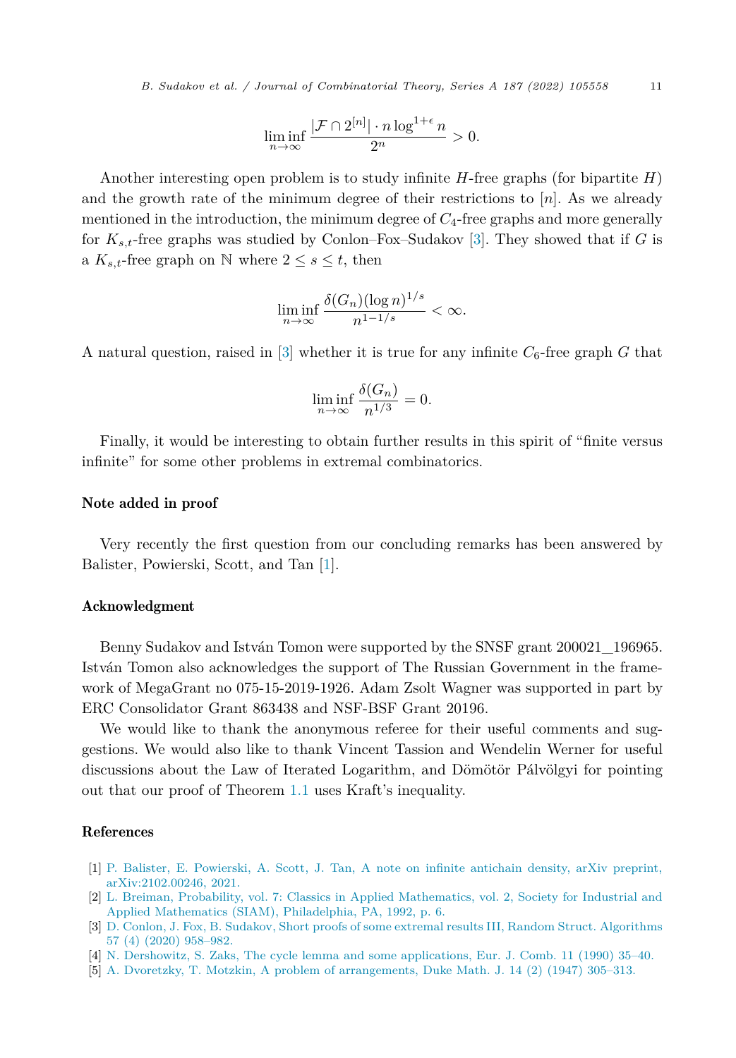$$\liminf_{n\to\infty} \frac{|\mathcal{F} \cap 2^{[n]}| \cdot n \log^{1+\epsilon} n}{2^n} > 0.$$

Another interesting open problem is to study infinite $H$-free graphs (for bipartite $H$) and the growth rate of the minimum degree of their restrictions to $[n]$. As we already mentioned in the introduction, the minimum degree of $C_4$-free graphs and more generally for $K_{s,t}$-free graphs was studied by Conlon–Fox–Sudakov [3]. They showed that if $G$ is a $K_{s,t}$-free graph on $\mathbb{N}$ where $2 \leq s \leq t$, then

$$\liminf_{n\to\infty} \frac{\delta(G_n)(\log n)^{1/s}}{n^{1-1/s}} < \infty.$$

A natural question, raised in [3] whether it is true for any infinite $C_6$-free graph $G$ that

$$\liminf_{n\to\infty} \frac{\delta(G_n)}{n^{1/3}} = 0.$$

Finally, it would be interesting to obtain further results in this spirit of "finite versus infinite" for some other problems in extremal combinatorics.

## Note added in proof

Very recently the first question from our concluding remarks has been answered by Balister, Powierski, Scott, and Tan [1].

## Acknowledgment

Benny Sudakov and István Tomon were supported by the SNSF grant 200021_196965. István Tomon also acknowledges the support of The Russian Government in the framework of MegaGrant no 075-15-2019-1926. Adam Zsolt Wagner was supported in part by ERC Consolidator Grant 863438 and NSF-BSF Grant 20196.

We would like to thank the anonymous referee for their useful comments and suggestions. We would also like to thank Vincent Tassion and Wendelin Werner for useful discussions about the Law of Iterated Logarithm, and Dömötör Pálvölgyi for pointing out that our proof of Theorem 1.1 uses Kraft's inequality.

## References

[1] P. Balister, E. Powierski, A. Scott, J. Tan, A note on infinite antichain density, arXiv preprint, arXiv:2102.00246, 2021.

[2] L. Breiman, Probability, vol. 7: Classics in Applied Mathematics, vol. 2, Society for Industrial and Applied Mathematics (SIAM), Philadelphia, PA, 1992, p. 6.

[3] D. Conlon, J. Fox, B. Sudakov, Short proofs of some extremal results III, Random Struct. Algorithms 57 (4) (2020) 958–982.

[4] N. Dershowitz, S. Zaks, The cycle lemma and some applications, Eur. J. Comb. 11 (1990) 35–40.

[5] A. Dvoretzky, T. Motzkin, A problem of arrangements, Duke Math. J. 14 (2) (1947) 305–313.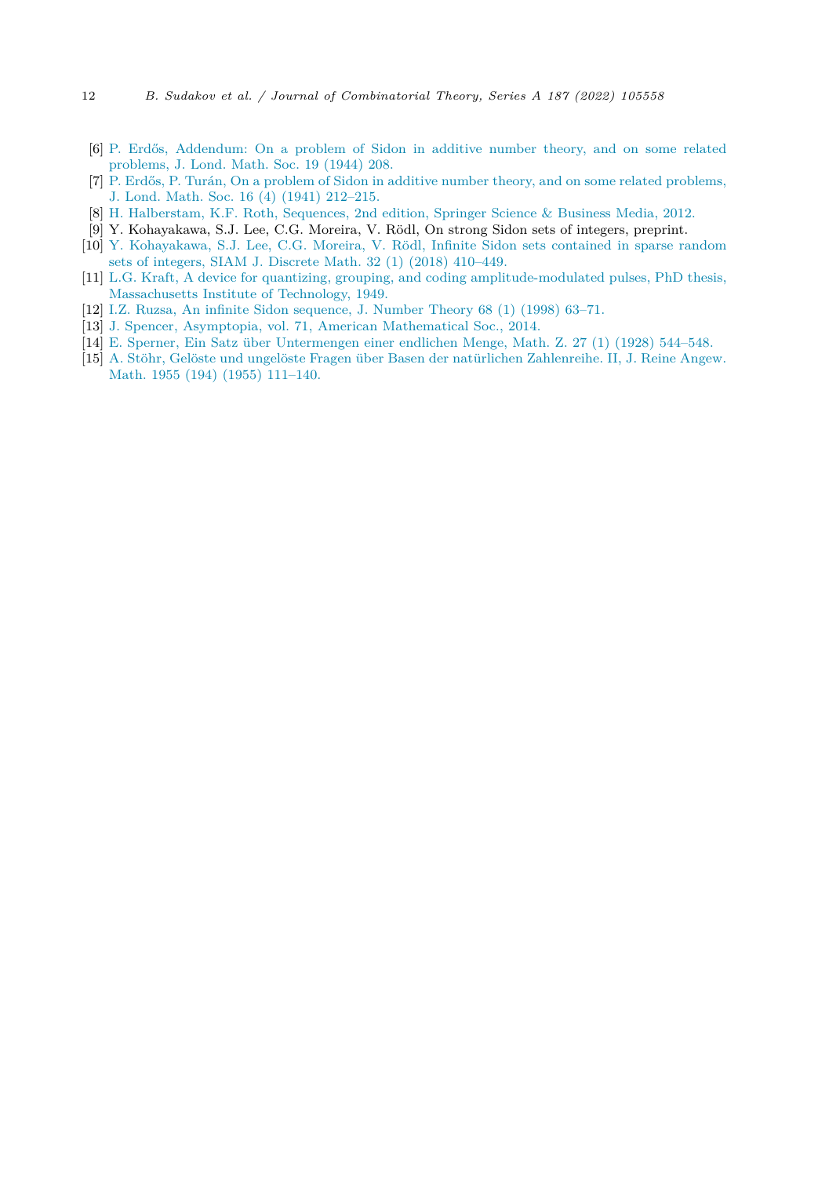[6] P. Erdős, Addendum: On a problem of Sidon in additive number theory, and on some related problems, J. Lond. Math. Soc. 19 (1944) 208.

[7] P. Erdős, P. Turán, On a problem of Sidon in additive number theory, and on some related problems, J. Lond. Math. Soc. 16 (4) (1941) 212–215.

[8] H. Halberstam, K.F. Roth, Sequences, 2nd edition, Springer Science & Business Media, 2012.

[9] Y. Kohayakawa, S.J. Lee, C.G. Moreira, V. Rödl, On strong Sidon sets of integers, preprint.

[10] Y. Kohayakawa, S.J. Lee, C.G. Moreira, V. Rödl, Infinite Sidon sets contained in sparse random sets of integers, SIAM J. Discrete Math. 32 (1) (2018) 410–449.

[11] L.G. Kraft, A device for quantizing, grouping, and coding amplitude-modulated pulses, PhD thesis, Massachusetts Institute of Technology, 1949.

[12] I.Z. Ruzsa, An infinite Sidon sequence, J. Number Theory 68 (1) (1998) 63–71.

[13] J. Spencer, Asymptopia, vol. 71, American Mathematical Soc., 2014.

[14] E. Sperner, Ein Satz über Untermengen einer endlichen Menge, Math. Z. 27 (1) (1928) 544–548.

[15] A. Stöhr, Gelöste und ungelöste Fragen über Basen der natürlichen Zahlenreihe. II, J. Reine Angew. Math. 1955 (194) (1955) 111–140.